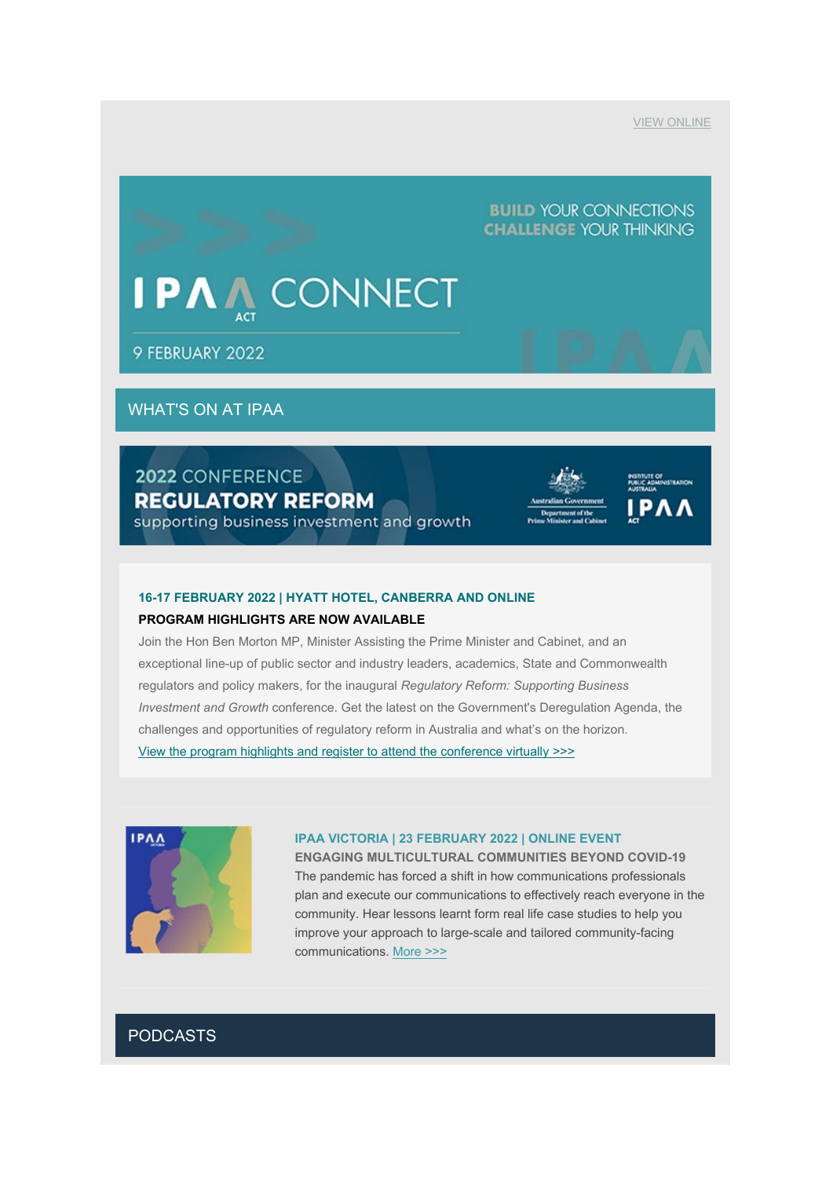VIEW ONLINE

BUILD YOUR CONNECTIONS
CHALLENGE YOUR THINKING

# IPAA ACT CONNECT

9 FEBRUARY 2022

## WHAT'S ON AT IPAA

2022 CONFERENCE
**REGULATORY REFORM**
supporting business investment and growth

### 16-17 FEBRUARY 2022 | HYATT HOTEL, CANBERRA AND ONLINE

**PROGRAM HIGHLIGHTS ARE NOW AVAILABLE**

Join the Hon Ben Morton MP, Minister Assisting the Prime Minister and Cabinet, and an exceptional line-up of public sector and industry leaders, academics, State and Commonwealth regulators and policy makers, for the inaugural *Regulatory Reform: Supporting Business Investment and Growth* conference. Get the latest on the Government's Deregulation Agenda, the challenges and opportunities of regulatory reform in Australia and what's on the horizon.
View the program highlights and register to attend the conference virtually >>>

### IPAA VICTORIA | 23 FEBRUARY 2022 | ONLINE EVENT

**ENGAGING MULTICULTURAL COMMUNITIES BEYOND COVID-19**

The pandemic has forced a shift in how communications professionals plan and execute our communications to effectively reach everyone in the community. Hear lessons learnt form real life case studies to help you improve your approach to large-scale and tailored community-facing communications. More >>>

## PODCASTS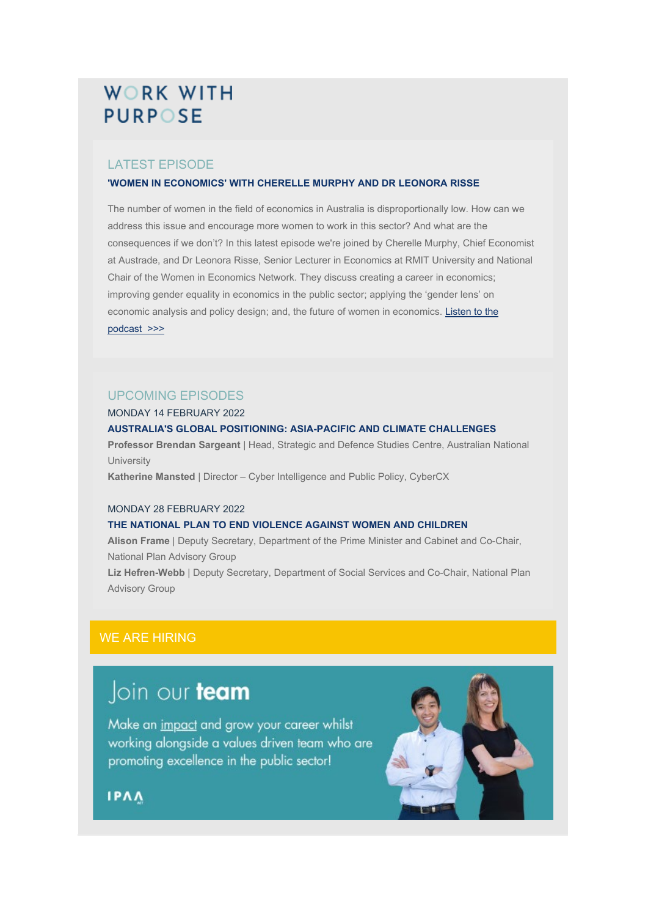# WORK WITH PURPOSE

## LATEST EPISODE

### 'WOMEN IN ECONOMICS' WITH CHERELLE MURPHY AND DR LEONORA RISSE

The number of women in the field of economics in Australia is disproportionally low. How can we address this issue and encourage more women to work in this sector? And what are the consequences if we don't? In this latest episode we're joined by Cherelle Murphy, Chief Economist at Austrade, and Dr Leonora Risse, Senior Lecturer in Economics at RMIT University and National Chair of the Women in Economics Network. They discuss creating a career in economics; improving gender equality in economics in the public sector; applying the 'gender lens' on economic analysis and policy design; and, the future of women in economics. Listen to the podcast >>>

## UPCOMING EPISODES

MONDAY 14 FEBRUARY 2022

### AUSTRALIA'S GLOBAL POSITIONING: ASIA-PACIFIC AND CLIMATE CHALLENGES

**Professor Brendan Sargeant** | Head, Strategic and Defence Studies Centre, Australian National University

**Katherine Mansted** | Director – Cyber Intelligence and Public Policy, CyberCX

MONDAY 28 FEBRUARY 2022

### THE NATIONAL PLAN TO END VIOLENCE AGAINST WOMEN AND CHILDREN

**Alison Frame** | Deputy Secretary, Department of the Prime Minister and Cabinet and Co-Chair, National Plan Advisory Group

**Liz Hefren-Webb** | Deputy Secretary, Department of Social Services and Co-Chair, National Plan Advisory Group

## WE ARE HIRING

Join our **team**

Make an impact and grow your career whilst working alongside a values driven team who are promoting excellence in the public sector!

IPAA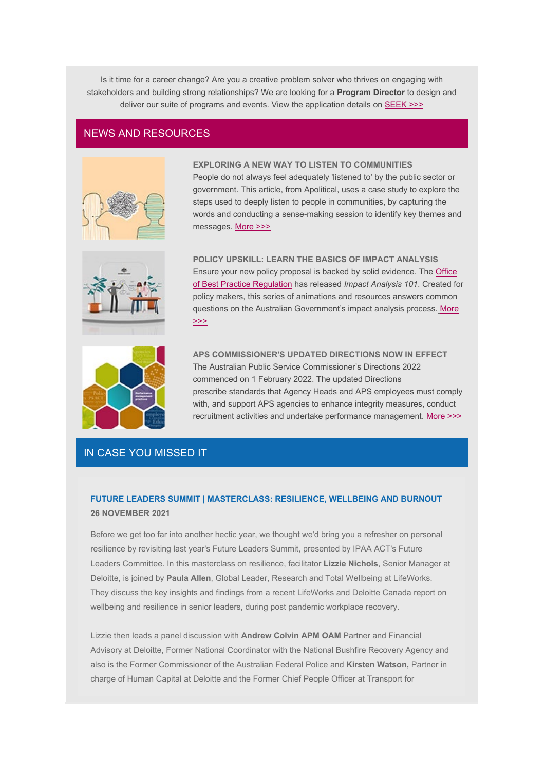Is it time for a career change? Are you a creative problem solver who thrives on engaging with stakeholders and building strong relationships? We are looking for a **Program Director** to design and deliver our suite of programs and events. View the application details on SEEK >>>

## NEWS AND RESOURCES

### EXPLORING A NEW WAY TO LISTEN TO COMMUNITIES

People do not always feel adequately 'listened to' by the public sector or government. This article, from Apolitical, uses a case study to explore the steps used to deeply listen to people in communities, by capturing the words and conducting a sense-making session to identify key themes and messages. More >>>

### POLICY UPSKILL: LEARN THE BASICS OF IMPACT ANALYSIS

Ensure your new policy proposal is backed by solid evidence. The Office of Best Practice Regulation has released *Impact Analysis 101*. Created for policy makers, this series of animations and resources answers common questions on the Australian Government's impact analysis process. More >>>

### APS COMMISSIONER'S UPDATED DIRECTIONS NOW IN EFFECT

The Australian Public Service Commissioner's Directions 2022 commenced on 1 February 2022. The updated Directions prescribe standards that Agency Heads and APS employees must comply with, and support APS agencies to enhance integrity measures, conduct recruitment activities and undertake performance management. More >>>

## IN CASE YOU MISSED IT

### FUTURE LEADERS SUMMIT | MASTERCLASS: RESILIENCE, WELLBEING AND BURNOUT

**26 NOVEMBER 2021**

Before we get too far into another hectic year, we thought we'd bring you a refresher on personal resilience by revisiting last year's Future Leaders Summit, presented by IPAA ACT's Future Leaders Committee. In this masterclass on resilience, facilitator **Lizzie Nichols**, Senior Manager at Deloitte, is joined by **Paula Allen**, Global Leader, Research and Total Wellbeing at LifeWorks. They discuss the key insights and findings from a recent LifeWorks and Deloitte Canada report on wellbeing and resilience in senior leaders, during post pandemic workplace recovery.

Lizzie then leads a panel discussion with **Andrew Colvin APM OAM** Partner and Financial Advisory at Deloitte, Former National Coordinator with the National Bushfire Recovery Agency and also is the Former Commissioner of the Australian Federal Police and **Kirsten Watson,** Partner in charge of Human Capital at Deloitte and the Former Chief People Officer at Transport for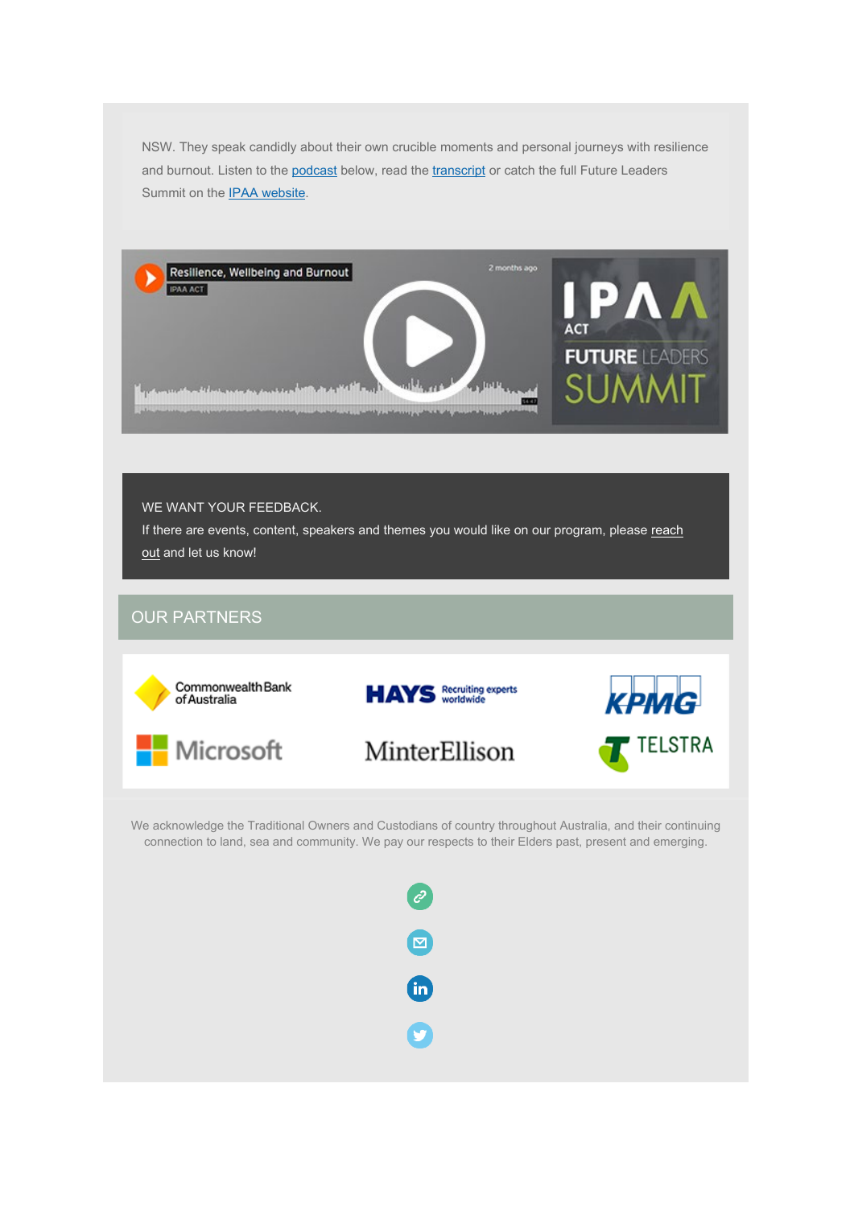NSW. They speak candidly about their own crucible moments and personal journeys with resilience and burnout. Listen to the podcast below, read the transcript or catch the full Future Leaders Summit on the IPAA website.

WE WANT YOUR FEEDBACK.

If there are events, content, speakers and themes you would like on our program, please reach out and let us know!

## OUR PARTNERS

We acknowledge the Traditional Owners and Custodians of country throughout Australia, and their continuing connection to land, sea and community. We pay our respects to their Elders past, present and emerging.